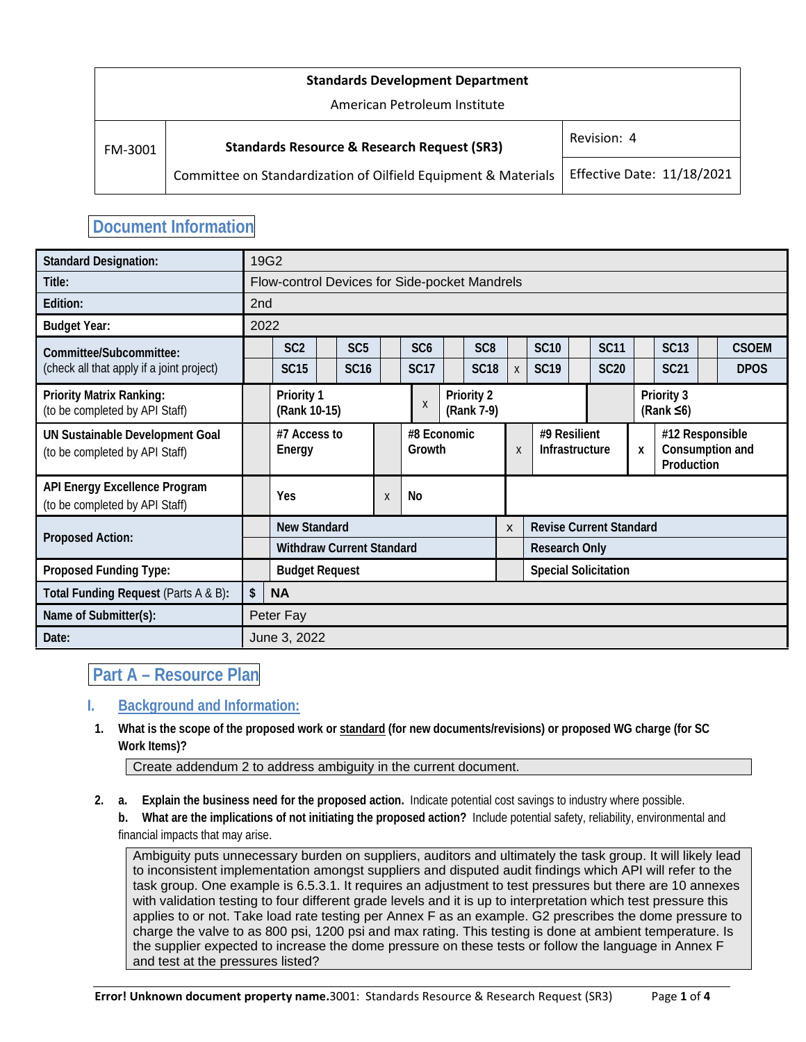| Standards Development Department<br>American Petroleum Institute | | |
|---|---|---|
| FM-3001 | **Standards Resource & Research Request (SR3)**<br>Committee on Standardization of Oilfield Equipment & Materials | Revision: 4<br>Effective Date: 11/18/2021 |

## Document Information

| | | | | | | | | | | | | | | | | |
|---|---|---|---|---|---|---|---|---|---|---|---|---|---|---|---|---|
| **Standard Designation:** | 19G2 | | | | | | | | | | | | | | | |
| **Title:** | Flow-control Devices for Side-pocket Mandrels | | | | | | | | | | | | | | | |
| **Edition:** | 2nd | | | | | | | | | | | | | | | |
| **Budget Year:** | 2022 | | | | | | | | | | | | | | | |
| **Committee/Subcommittee:**<br>(check all that apply if a joint project) | | **SC2** | | **SC5** | | **SC6** | | **SC8** | | **SC10** | | **SC11** | | **SC13** | | **CSOEM** |
| | | **SC15** | | **SC16** | | **SC17** | | **SC18** | x | **SC19** | | **SC20** | | **SC21** | | **DPOS** |
| **Priority Matrix Ranking:**<br>(to be completed by API Staff) | | **Priority 1 (Rank 10-15)** | x | **Priority 2 (Rank 7-9)** | | **Priority 3 (Rank ≤6)** | | | | | | | | | | |
| **UN Sustainable Development Goal**<br>(to be completed by API Staff) | | **#7 Access to Energy** | | **#8 Economic Growth** | x | **#9 Resilient Infrastructure** | x | **#12 Responsible Consumption and Production** | | | | | | | | |
| **API Energy Excellence Program**<br>(to be completed by API Staff) | | **Yes** | x | **No** | | | | | | | | | | | | |
| **Proposed Action:** | | **New Standard** | x | **Revise Current Standard** | | | | | | | | | | | | |
| | | **Withdraw Current Standard** | | **Research Only** | | | | | | | | | | | | |
| **Proposed Funding Type:** | | **Budget Request** | | **Special Solicitation** | | | | | | | | | | | | |
| **Total Funding Request** (Parts A & B): | **$** | **NA** | | | | | | | | | | | | | | |
| **Name of Submitter(s):** | Peter Fay | | | | | | | | | | | | | | | |
| **Date:** | June 3, 2022 | | | | | | | | | | | | | | | |

## Part A – Resource Plan

### I. Background and Information:

1. **What is the scope of the proposed work or standard (for new documents/revisions) or proposed WG charge (for SC Work Items)?**

   Create addendum 2 to address ambiguity in the current document.

2. a. **Explain the business need for the proposed action.** Indicate potential cost savings to industry where possible.
   b. **What are the implications of not initiating the proposed action?** Include potential safety, reliability, environmental and financial impacts that may arise.

   Ambiguity puts unnecessary burden on suppliers, auditors and ultimately the task group. It will likely lead to inconsistent implementation amongst suppliers and disputed audit findings which API will refer to the task group. One example is 6.5.3.1. It requires an adjustment to test pressures but there are 10 annexes with validation testing to four different grade levels and it is up to interpretation which test pressure this applies to or not. Take load rate testing per Annex F as an example. G2 prescribes the dome pressure to charge the valve to as 800 psi, 1200 psi and max rating. This testing is done at ambient temperature. Is the supplier expected to increase the dome pressure on these tests or follow the language in Annex F and test at the pressures listed?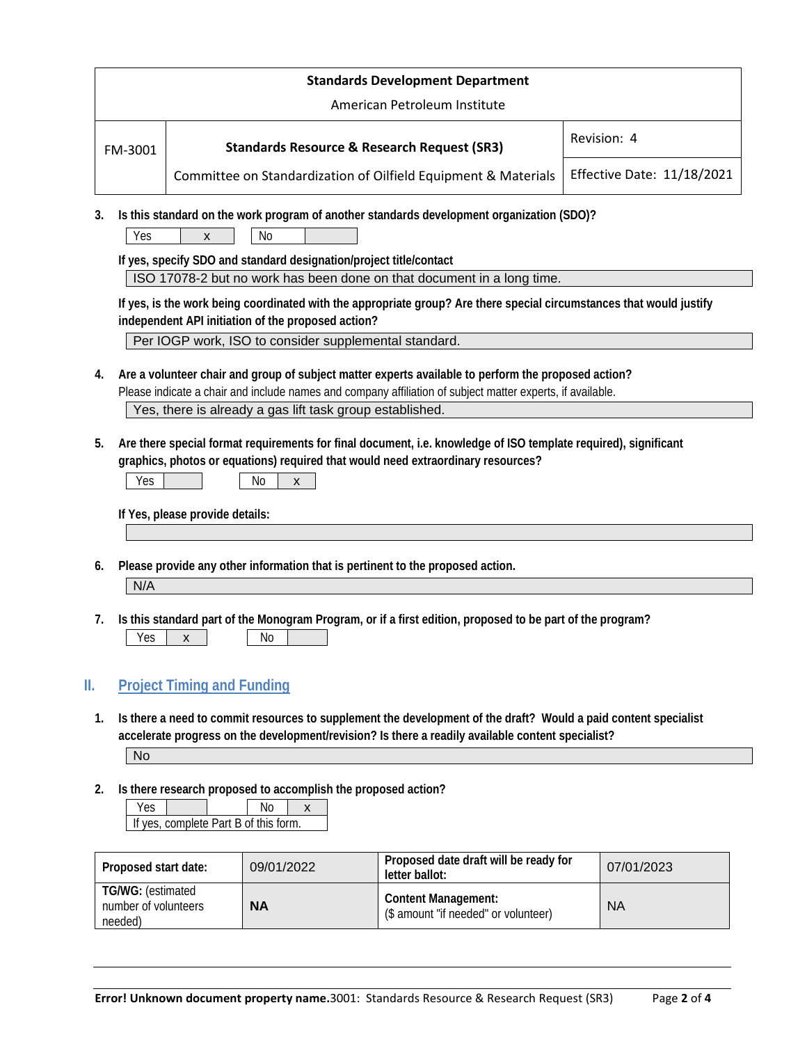| Standards Development Department<br>American Petroleum Institute | | |
|---|---|---|
| FM-3001 | **Standards Resource & Research Request (SR3)**<br>Committee on Standardization of Oilfield Equipment & Materials | Revision: 4<br>Effective Date: 11/18/2021 |

**3. Is this standard on the work program of another standards development organization (SDO)?**

| Yes | x | No | |
|---|---|---|---|

**If yes, specify SDO and standard designation/project title/contact**

ISO 17078-2 but no work has been done on that document in a long time.

**If yes, is the work being coordinated with the appropriate group? Are there special circumstances that would justify independent API initiation of the proposed action?**

Per IOGP work, ISO to consider supplemental standard.

**4. Are a volunteer chair and group of subject matter experts available to perform the proposed action?**

Please indicate a chair and include names and company affiliation of subject matter experts, if available.

Yes, there is already a gas lift task group established.

**5. Are there special format requirements for final document, i.e. knowledge of ISO template required), significant graphics, photos or equations) required that would need extraordinary resources?**

| Yes | | No | x |
|---|---|---|---|

**If Yes, please provide details:**

**6. Please provide any other information that is pertinent to the proposed action.**

N/A

**7. Is this standard part of the Monogram Program, or if a first edition, proposed to be part of the program?**

| Yes | x | No | |
|---|---|---|---|

## II. Project Timing and Funding

**1. Is there a need to commit resources to supplement the development of the draft? Would a paid content specialist accelerate progress on the development/revision? Is there a readily available content specialist?**

No

**2. Is there research proposed to accomplish the proposed action?**

| Yes | | No | x |
|---|---|---|---|

If yes, complete Part B of this form.

| **Proposed start date:** | 09/01/2022 | **Proposed date draft will be ready for letter ballot:** | 07/01/2023 |
|---|---|---|---|
| **TG/WG:** (estimated number of volunteers needed) | **NA** | **Content Management:** ($ amount "if needed" or volunteer) | NA |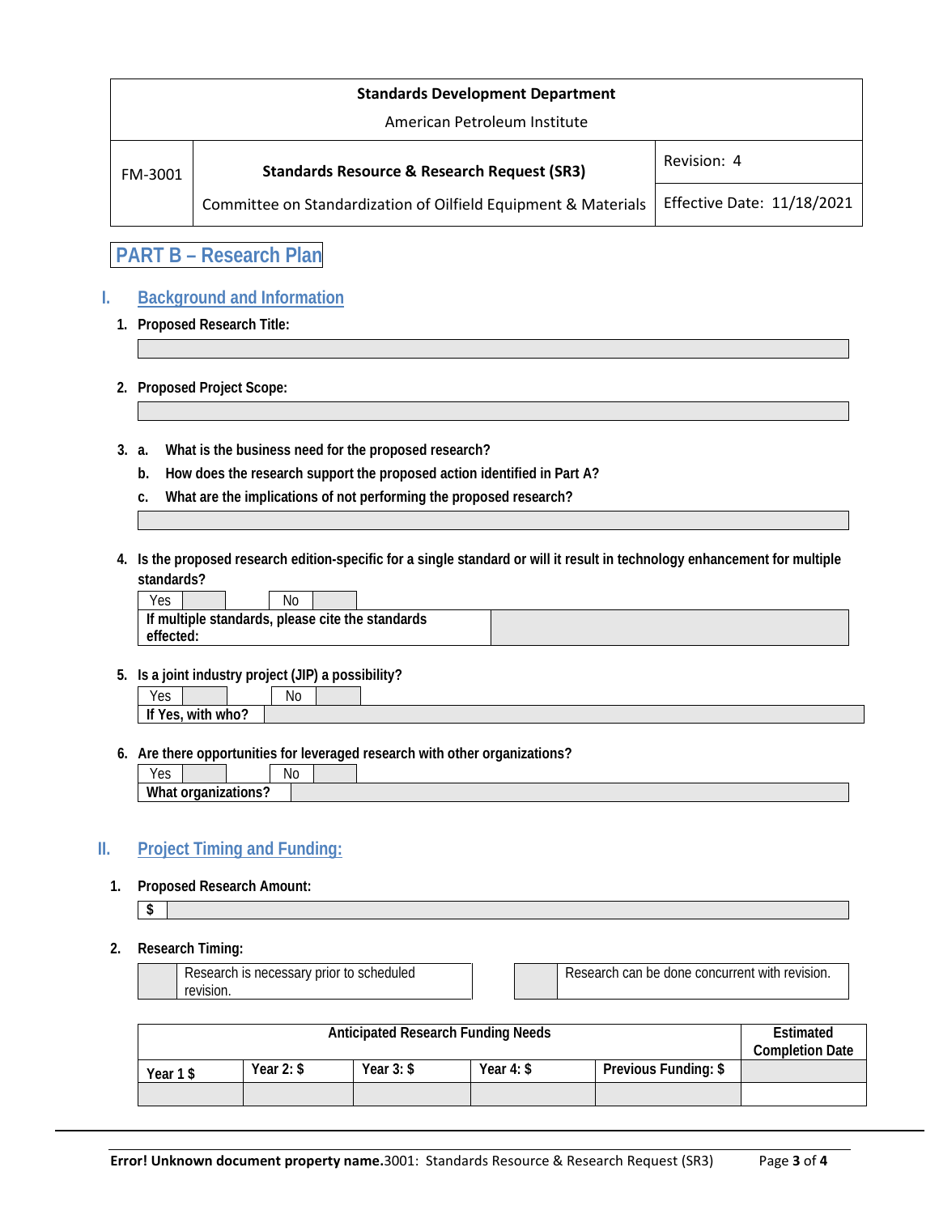| Standards Development Department<br>American Petroleum Institute | | |
|---|---|---|
| FM-3001 | **Standards Resource & Research Request (SR3)** | Revision: 4 |
| | Committee on Standardization of Oilfield Equipment & Materials | Effective Date: 11/18/2021 |

# PART B – Research Plan

## I. Background and Information

1. **Proposed Research Title:**

2. **Proposed Project Scope:**

3. a. **What is the business need for the proposed research?**

   b. **How does the research support the proposed action identified in Part A?**

   c. **What are the implications of not performing the proposed research?**

4. **Is the proposed research edition-specific for a single standard or will it result in technology enhancement for multiple standards?**

| Yes | | No | |
|---|---|---|---|
| **If multiple standards, please cite the standards effected:** | | | |

5. **Is a joint industry project (JIP) a possibility?**

| Yes | | No | |
|---|---|---|---|
| **If Yes, with who?** | | | |

6. **Are there opportunities for leveraged research with other organizations?**

| Yes | | No | |
|---|---|---|---|
| **What organizations?** | | | |

## II. Project Timing and Funding:

1. **Proposed Research Amount:**

| $ | |
|---|---|

2. **Research Timing:**

| | Research is necessary prior to scheduled revision. | | Research can be done concurrent with revision. |
|---|---|---|---|

| Anticipated Research Funding Needs | | | | | Estimated Completion Date |
|---|---|---|---|---|---|
| Year 1 $ | Year 2: $ | Year 3: $ | Year 4: $ | Previous Funding: $ | |
| | | | | | |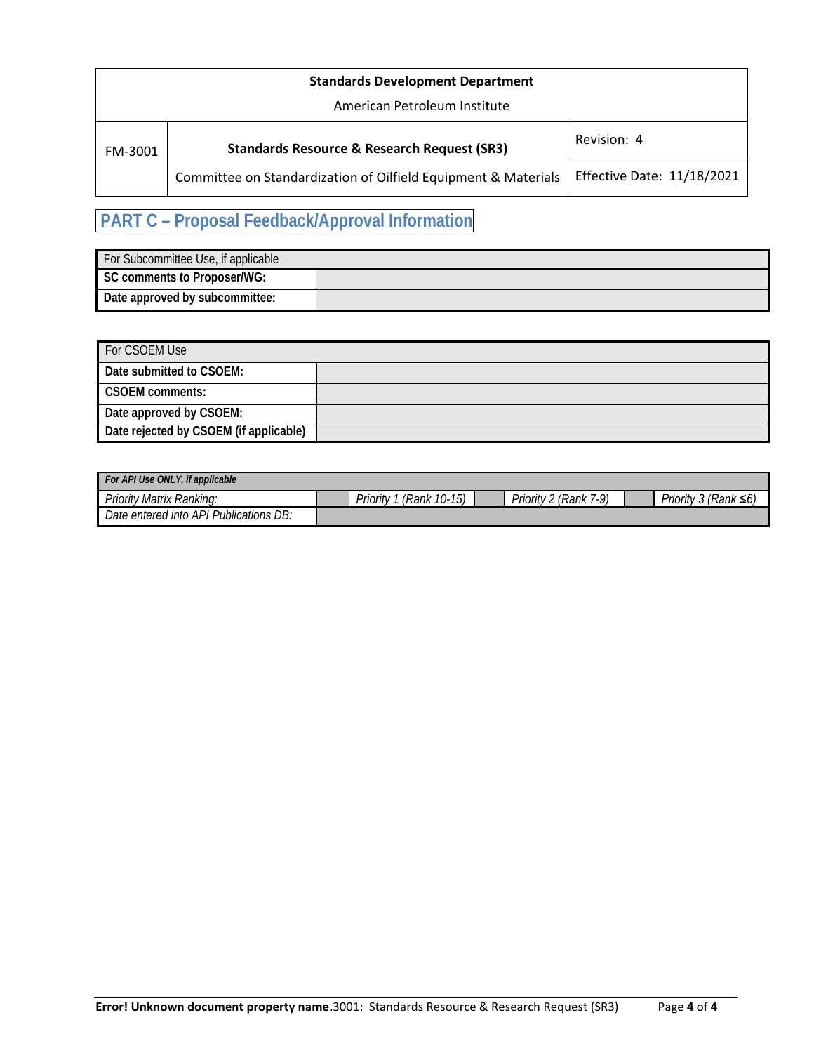| | | |
|---|---|---|
| **Standards Development Department**<br>American Petroleum Institute | | |
| FM-3001 | **Standards Resource & Research Request (SR3)** | Revision: 4 |
| | Committee on Standardization of Oilfield Equipment & Materials | Effective Date: 11/18/2021 |

## PART C – Proposal Feedback/Approval Information

| For Subcommittee Use, if applicable | |
|---|---|
| **SC comments to Proposer/WG:** | |
| **Date approved by subcommittee:** | |

| For CSOEM Use | |
|---|---|
| **Date submitted to CSOEM:** | |
| **CSOEM comments:** | |
| **Date approved by CSOEM:** | |
| **Date rejected by CSOEM (if applicable)** | |

| ***For API Use ONLY, if applicable*** | | | | | | |
|---|---|---|---|---|---|---|
| *Priority Matrix Ranking:* | | *Priority 1 (Rank 10-15)* | | *Priority 2 (Rank 7-9)* | | *Priority 3 (Rank ≤6)* |
| *Date entered into API Publications DB:* | | | | | | |